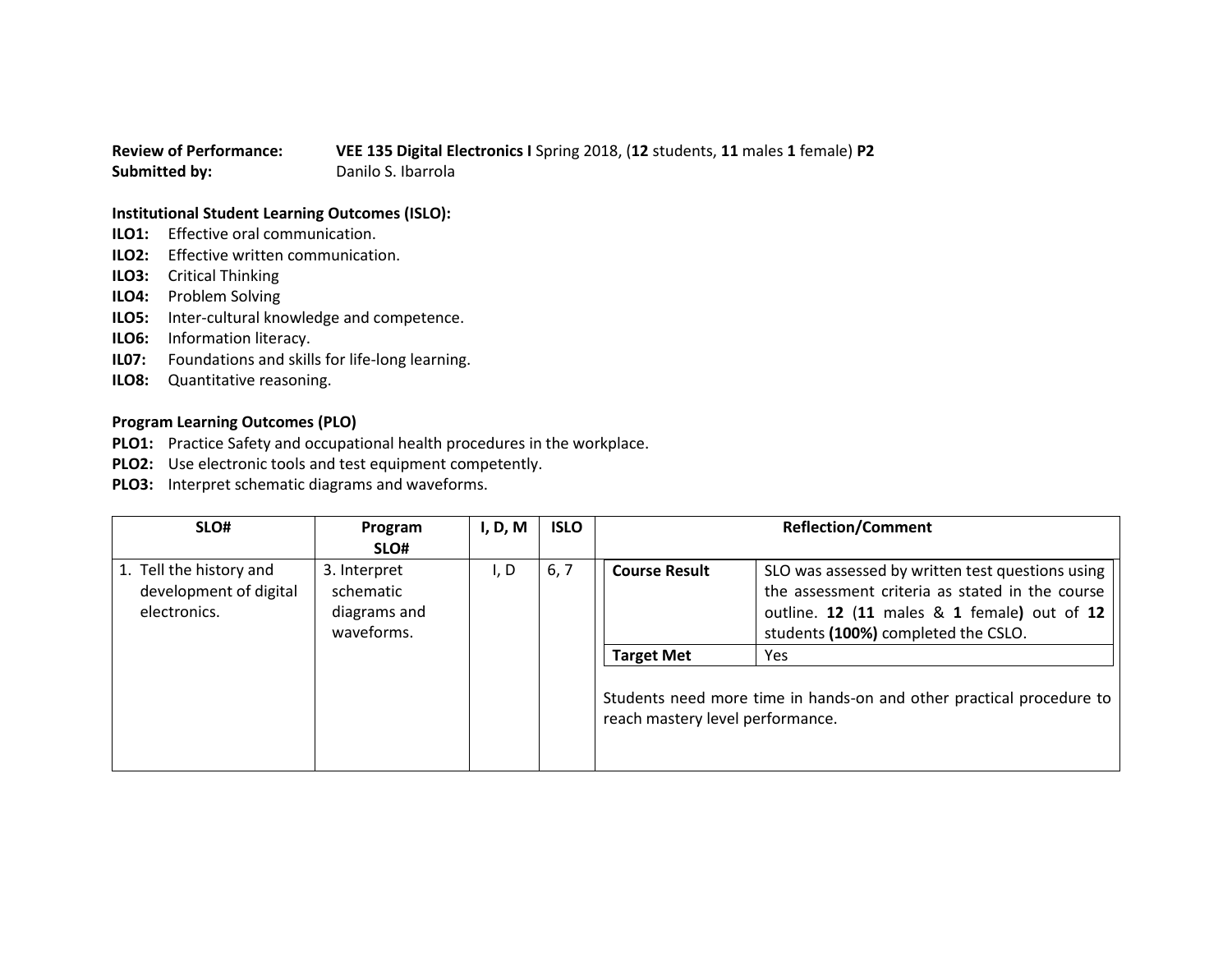**Review of Performance:** **VEE 135 Digital Electronics I** Spring 2018, (**12** students, **11** males **1** female) **P2**
**Submitted by:** Danilo S. Ibarrola

**Institutional Student Learning Outcomes (ISLO):**

**ILO1:** Effective oral communication.
**ILO2:** Effective written communication.
**ILO3:** Critical Thinking
**ILO4:** Problem Solving
**ILO5:** Inter-cultural knowledge and competence.
**ILO6:** Information literacy.
**IL07:** Foundations and skills for life-long learning.
**ILO8:** Quantitative reasoning.

**Program Learning Outcomes (PLO)**

**PLO1:** Practice Safety and occupational health procedures in the workplace.
**PLO2:** Use electronic tools and test equipment competently.
**PLO3:** Interpret schematic diagrams and waveforms.

| SLO# | Program SLO# | I, D, M | ISLO | Reflection/Comment |
|---|---|---|---|---|
| 1. Tell the history and development of digital electronics. | 3. Interpret schematic diagrams and waveforms. | I, D | 6, 7 | **Course Result:** SLO was assessed by written test questions using the assessment criteria as stated in the course outline. **12** (**11** males & **1** female**)** out of **12** students **(100%)** completed the CSLO.<br>**Target Met:** Yes<br><br>Students need more time in hands-on and other practical procedure to reach mastery level performance. |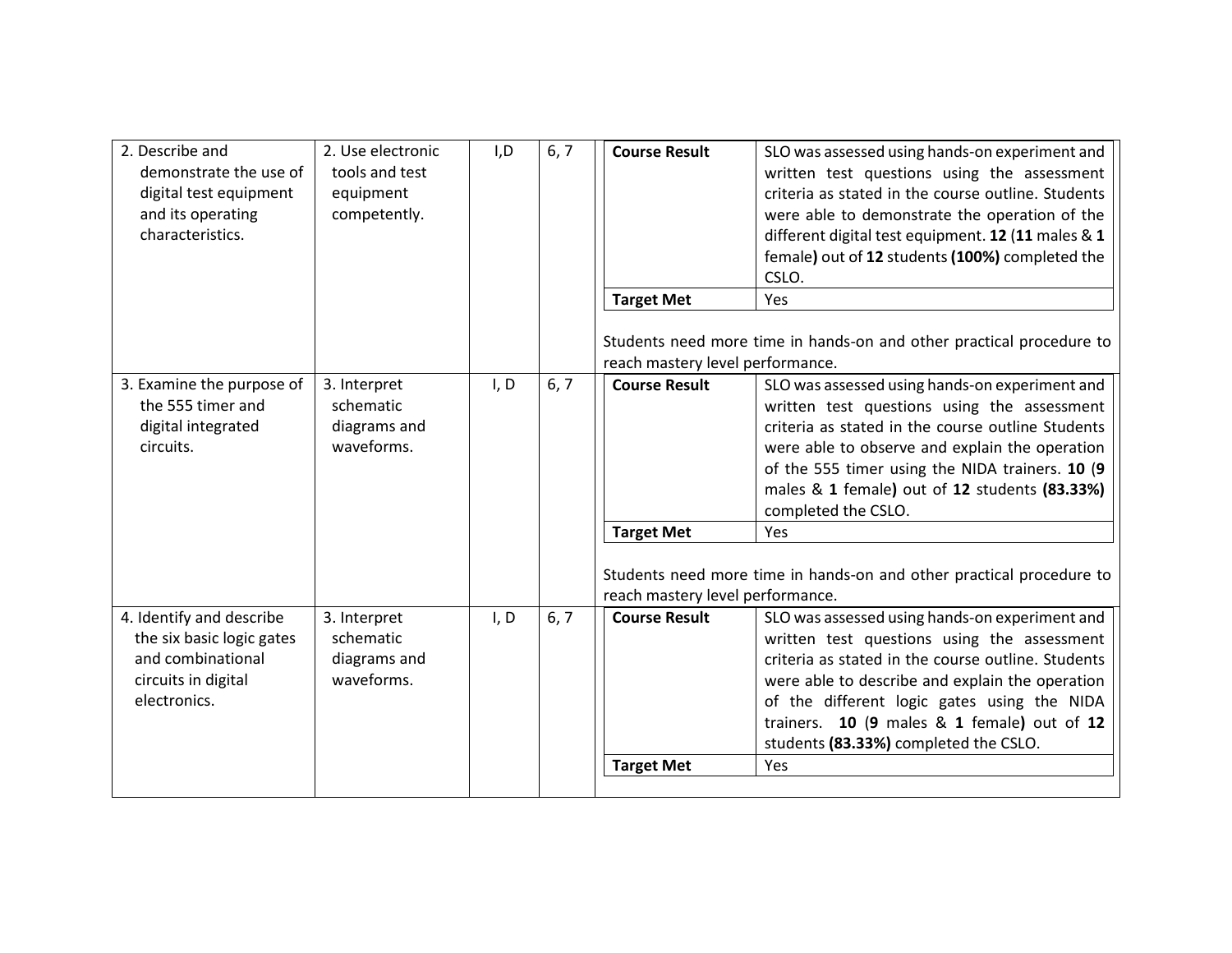| | | | | | |
|---|---|---|---|---|---|
| 2. Describe and demonstrate the use of digital test equipment and its operating characteristics. | 2. Use electronic tools and test equipment competently. | I,D | 6, 7 | **Course Result** | SLO was assessed using hands-on experiment and written test questions using the assessment criteria as stated in the course outline. Students were able to demonstrate the operation of the different digital test equipment. **12** (**11** males & **1** female**)** out of **12** students **(100%)** completed the CSLO. |
| | | | | **Target Met** | Yes |
| | | | | Students need more time in hands-on and other practical procedure to reach mastery level performance. | |
| 3. Examine the purpose of the 555 timer and digital integrated circuits. | 3. Interpret schematic diagrams and waveforms. | I, D | 6, 7 | **Course Result** | SLO was assessed using hands-on experiment and written test questions using the assessment criteria as stated in the course outline Students were able to observe and explain the operation of the 555 timer using the NIDA trainers. **10** (**9** males & **1** female**)** out of **12** students **(83.33%)** completed the CSLO. |
| | | | | **Target Met** | Yes |
| | | | | Students need more time in hands-on and other practical procedure to reach mastery level performance. | |
| 4. Identify and describe the six basic logic gates and combinational circuits in digital electronics. | 3. Interpret schematic diagrams and waveforms. | I, D | 6, 7 | **Course Result** | SLO was assessed using hands-on experiment and written test questions using the assessment criteria as stated in the course outline. Students were able to describe and explain the operation of the different logic gates using the NIDA trainers. **10** (**9** males & **1** female**)** out of **12** students **(83.33%)** completed the CSLO. |
| | | | | **Target Met** | Yes |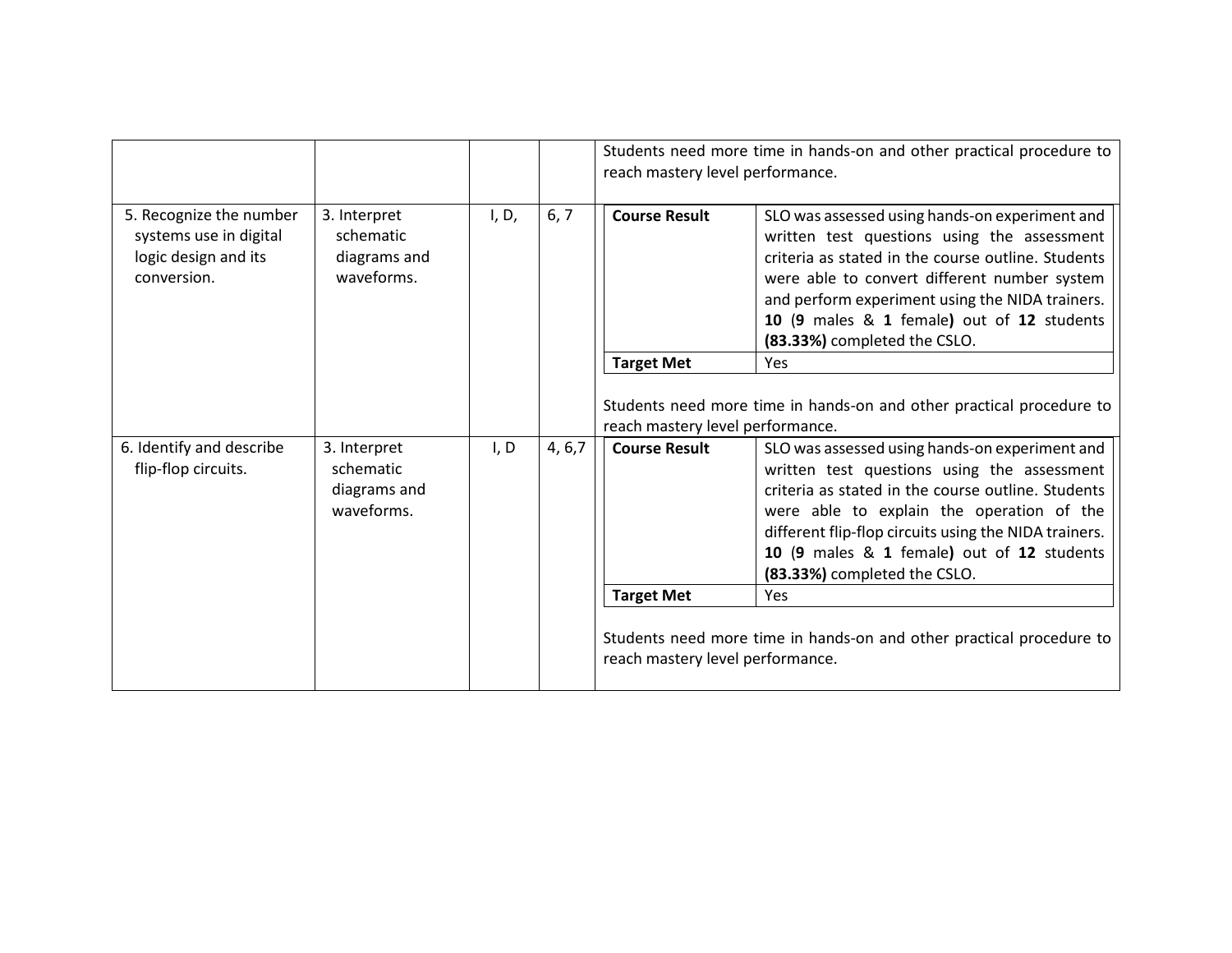| | | | | |
|---|---|---|---|---|
| | | | | Students need more time in hands-on and other practical procedure to reach mastery level performance. |
| 5. Recognize the number systems use in digital logic design and its conversion. | 3. Interpret schematic diagrams and waveforms. | I, D, | 6, 7 | **Course Result**: SLO was assessed using hands-on experiment and written test questions using the assessment criteria as stated in the course outline. Students were able to convert different number system and perform experiment using the NIDA trainers. **10** (**9** males & **1** female**)** out of **12** students **(83.33%)** completed the CSLO.<br>**Target Met**: Yes<br><br>Students need more time in hands-on and other practical procedure to reach mastery level performance. |
| 6. Identify and describe flip-flop circuits. | 3. Interpret schematic diagrams and waveforms. | I, D | 4, 6,7 | **Course Result**: SLO was assessed using hands-on experiment and written test questions using the assessment criteria as stated in the course outline. Students were able to explain the operation of the different flip-flop circuits using the NIDA trainers. **10** (**9** males & **1** female**)** out of **12** students **(83.33%)** completed the CSLO.<br>**Target Met**: Yes<br><br>Students need more time in hands-on and other practical procedure to reach mastery level performance. |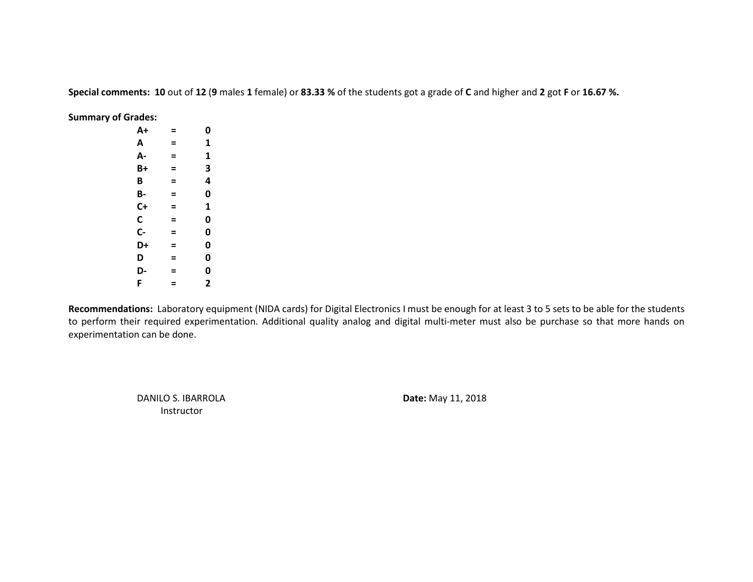**Special comments:** **10** out of **12** (**9** males **1** female) or **83.33 %** of the students got a grade of **C** and higher and **2** got **F** or **16.67 %.**

**Summary of Grades:**

| | | |
|---|---|---|
| **A+** | **=** | **0** |
| **A** | **=** | **1** |
| **A-** | **=** | **1** |
| **B+** | **=** | **3** |
| **B** | **=** | **4** |
| **B-** | **=** | **0** |
| **C+** | **=** | **1** |
| **C** | **=** | **0** |
| **C-** | **=** | **0** |
| **D+** | **=** | **0** |
| **D** | **=** | **0** |
| **D-** | **=** | **0** |
| **F** | **=** | **2** |

**Recommendations:** Laboratory equipment (NIDA cards) for Digital Electronics I must be enough for at least 3 to 5 sets to be able for the students to perform their required experimentation. Additional quality analog and digital multi-meter must also be purchase so that more hands on experimentation can be done.

DANILO S. IBARROLA
Instructor

**Date:** May 11, 2018